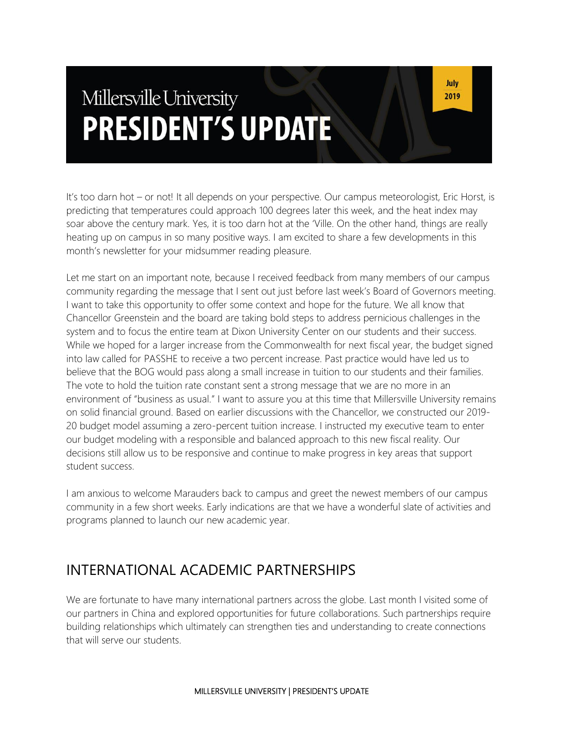# Millersville University PRESIDENT'S UPDATE

July 2019

It's too darn hot – or not! It all depends on your perspective. Our campus meteorologist, Eric Horst, is predicting that temperatures could approach 100 degrees later this week, and the heat index may soar above the century mark. Yes, it is too darn hot at the 'Ville. On the other hand, things are really heating up on campus in so many positive ways. I am excited to share a few developments in this month's newsletter for your midsummer reading pleasure.

Let me start on an important note, because I received feedback from many members of our campus community regarding the message that I sent out just before last week's Board of Governors meeting. I want to take this opportunity to offer some context and hope for the future. We all know that Chancellor Greenstein and the board are taking bold steps to address pernicious challenges in the system and to focus the entire team at Dixon University Center on our students and their success. While we hoped for a larger increase from the Commonwealth for next fiscal year, the budget signed into law called for PASSHE to receive a two percent increase. Past practice would have led us to believe that the BOG would pass along a small increase in tuition to our students and their families. The vote to hold the tuition rate constant sent a strong message that we are no more in an environment of "business as usual." I want to assure you at this time that Millersville University remains on solid financial ground. Based on earlier discussions with the Chancellor, we constructed our 2019-20 budget model assuming a zero-percent tuition increase. I instructed my executive team to enter our budget modeling with a responsible and balanced approach to this new fiscal reality. Our decisions still allow us to be responsive and continue to make progress in key areas that support student success.

I am anxious to welcome Marauders back to campus and greet the newest members of our campus community in a few short weeks. Early indications are that we have a wonderful slate of activities and programs planned to launch our new academic year.

## INTERNATIONAL ACADEMIC PARTNERSHIPS

We are fortunate to have many international partners across the globe. Last month I visited some of our partners in China and explored opportunities for future collaborations. Such partnerships require building relationships which ultimately can strengthen ties and understanding to create connections that will serve our students.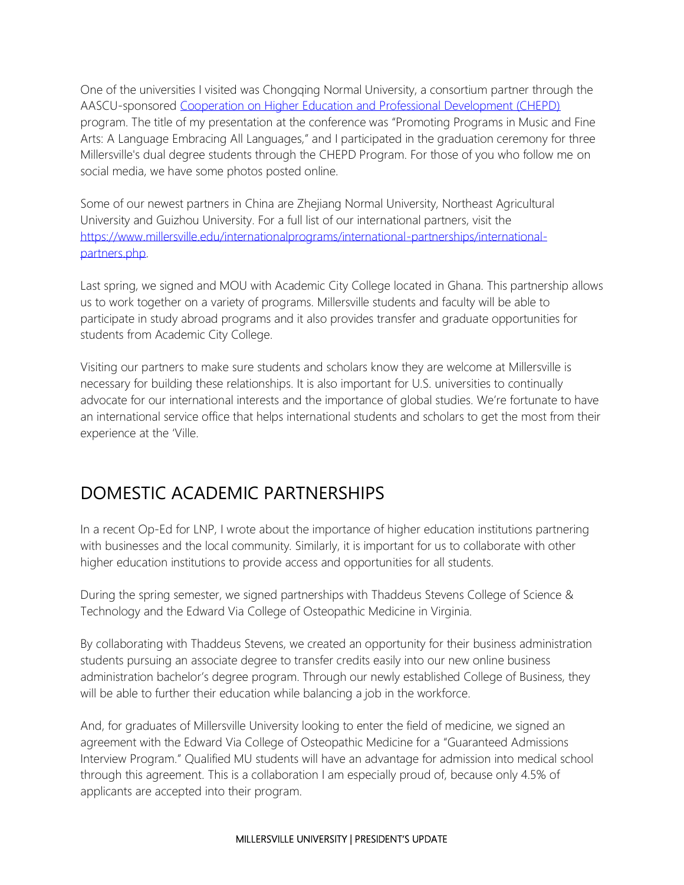One of the universities I visited was Chongqing Normal University, a consortium partner through the AASCU-sponsored [Cooperation on Higher Education and Professional Development (CHEPD)](#) program. The title of my presentation at the conference was "Promoting Programs in Music and Fine Arts: A Language Embracing All Languages," and I participated in the graduation ceremony for three Millersville's dual degree students through the CHEPD Program. For those of you who follow me on social media, we have some photos posted online.

Some of our newest partners in China are Zhejiang Normal University, Northeast Agricultural University and Guizhou University. For a full list of our international partners, visit the [https://www.millersville.edu/internationalprograms/international-partnerships/international-partners.php](https://www.millersville.edu/internationalprograms/international-partnerships/international-partners.php).

Last spring, we signed and MOU with Academic City College located in Ghana. This partnership allows us to work together on a variety of programs. Millersville students and faculty will be able to participate in study abroad programs and it also provides transfer and graduate opportunities for students from Academic City College.

Visiting our partners to make sure students and scholars know they are welcome at Millersville is necessary for building these relationships. It is also important for U.S. universities to continually advocate for our international interests and the importance of global studies. We're fortunate to have an international service office that helps international students and scholars to get the most from their experience at the 'Ville.

## DOMESTIC ACADEMIC PARTNERSHIPS

In a recent Op-Ed for LNP, I wrote about the importance of higher education institutions partnering with businesses and the local community. Similarly, it is important for us to collaborate with other higher education institutions to provide access and opportunities for all students.

During the spring semester, we signed partnerships with Thaddeus Stevens College of Science & Technology and the Edward Via College of Osteopathic Medicine in Virginia.

By collaborating with Thaddeus Stevens, we created an opportunity for their business administration students pursuing an associate degree to transfer credits easily into our new online business administration bachelor's degree program. Through our newly established College of Business, they will be able to further their education while balancing a job in the workforce.

And, for graduates of Millersville University looking to enter the field of medicine, we signed an agreement with the Edward Via College of Osteopathic Medicine for a "Guaranteed Admissions Interview Program." Qualified MU students will have an advantage for admission into medical school through this agreement. This is a collaboration I am especially proud of, because only 4.5% of applicants are accepted into their program.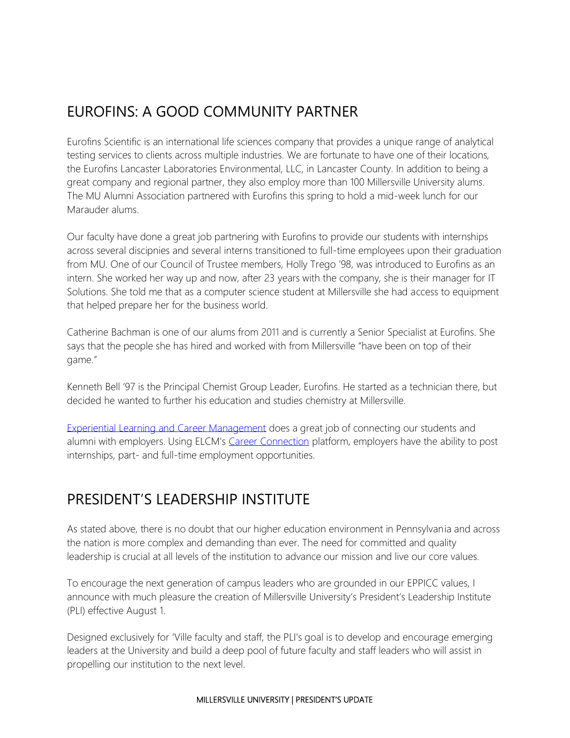## EUROFINS: A GOOD COMMUNITY PARTNER

Eurofins Scientific is an international life sciences company that provides a unique range of analytical testing services to clients across multiple industries. We are fortunate to have one of their locations, the Eurofins Lancaster Laboratories Environmental, LLC, in Lancaster County. In addition to being a great company and regional partner, they also employ more than 100 Millersville University alums. The MU Alumni Association partnered with Eurofins this spring to hold a mid-week lunch for our Marauder alums.

Our faculty have done a great job partnering with Eurofins to provide our students with internships across several discipnies and several interns transitioned to full-time employees upon their graduation from MU. One of our Council of Trustee members, Holly Trego '98, was introduced to Eurofins as an intern. She worked her way up and now, after 23 years with the company, she is their manager for IT Solutions. She told me that as a computer science student at Millersville she had access to equipment that helped prepare her for the business world.

Catherine Bachman is one of our alums from 2011 and is currently a Senior Specialist at Eurofins. She says that the people she has hired and worked with from Millersville "have been on top of their game."

Kenneth Bell '97 is the Principal Chemist Group Leader, Eurofins. He started as a technician there, but decided he wanted to further his education and studies chemistry at Millersville.

Experiential Learning and Career Management does a great job of connecting our students and alumni with employers. Using ELCM's Career Connection platform, employers have the ability to post internships, part- and full-time employment opportunities.

## PRESIDENT'S LEADERSHIP INSTITUTE

As stated above, there is no doubt that our higher education environment in Pennsylvania and across the nation is more complex and demanding than ever. The need for committed and quality leadership is crucial at all levels of the institution to advance our mission and live our core values.

To encourage the next generation of campus leaders who are grounded in our EPPICC values, I announce with much pleasure the creation of Millersville University's President's Leadership Institute (PLI) effective August 1.

Designed exclusively for 'Ville faculty and staff, the PLI's goal is to develop and encourage emerging leaders at the University and build a deep pool of future faculty and staff leaders who will assist in propelling our institution to the next level.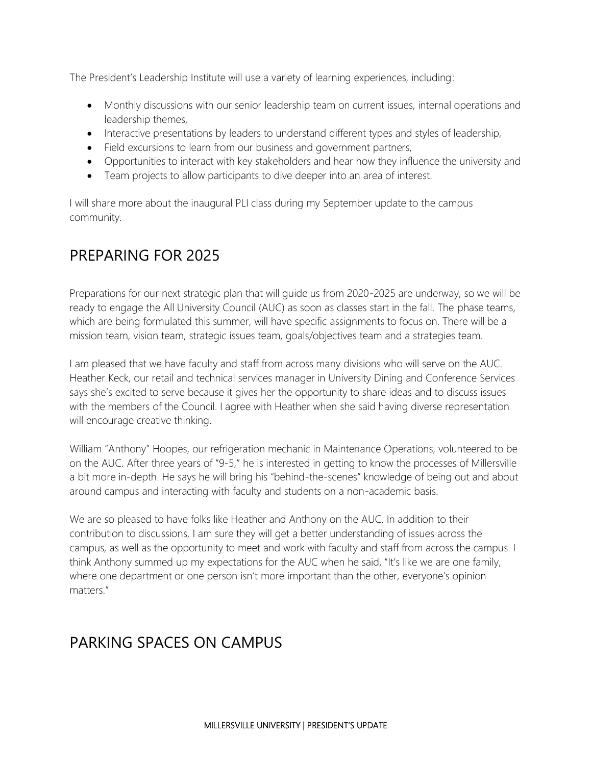The President's Leadership Institute will use a variety of learning experiences, including:

- Monthly discussions with our senior leadership team on current issues, internal operations and leadership themes,
- Interactive presentations by leaders to understand different types and styles of leadership,
- Field excursions to learn from our business and government partners,
- Opportunities to interact with key stakeholders and hear how they influence the university and
- Team projects to allow participants to dive deeper into an area of interest.

I will share more about the inaugural PLI class during my September update to the campus community.

## PREPARING FOR 2025

Preparations for our next strategic plan that will guide us from 2020-2025 are underway, so we will be ready to engage the All University Council (AUC) as soon as classes start in the fall. The phase teams, which are being formulated this summer, will have specific assignments to focus on. There will be a mission team, vision team, strategic issues team, goals/objectives team and a strategies team.

I am pleased that we have faculty and staff from across many divisions who will serve on the AUC. Heather Keck, our retail and technical services manager in University Dining and Conference Services says she's excited to serve because it gives her the opportunity to share ideas and to discuss issues with the members of the Council. I agree with Heather when she said having diverse representation will encourage creative thinking.

William "Anthony" Hoopes, our refrigeration mechanic in Maintenance Operations, volunteered to be on the AUC. After three years of "9-5," he is interested in getting to know the processes of Millersville a bit more in-depth. He says he will bring his "behind-the-scenes" knowledge of being out and about around campus and interacting with faculty and students on a non-academic basis.

We are so pleased to have folks like Heather and Anthony on the AUC. In addition to their contribution to discussions, I am sure they will get a better understanding of issues across the campus, as well as the opportunity to meet and work with faculty and staff from across the campus. I think Anthony summed up my expectations for the AUC when he said, "It's like we are one family, where one department or one person isn't more important than the other, everyone's opinion matters."

## PARKING SPACES ON CAMPUS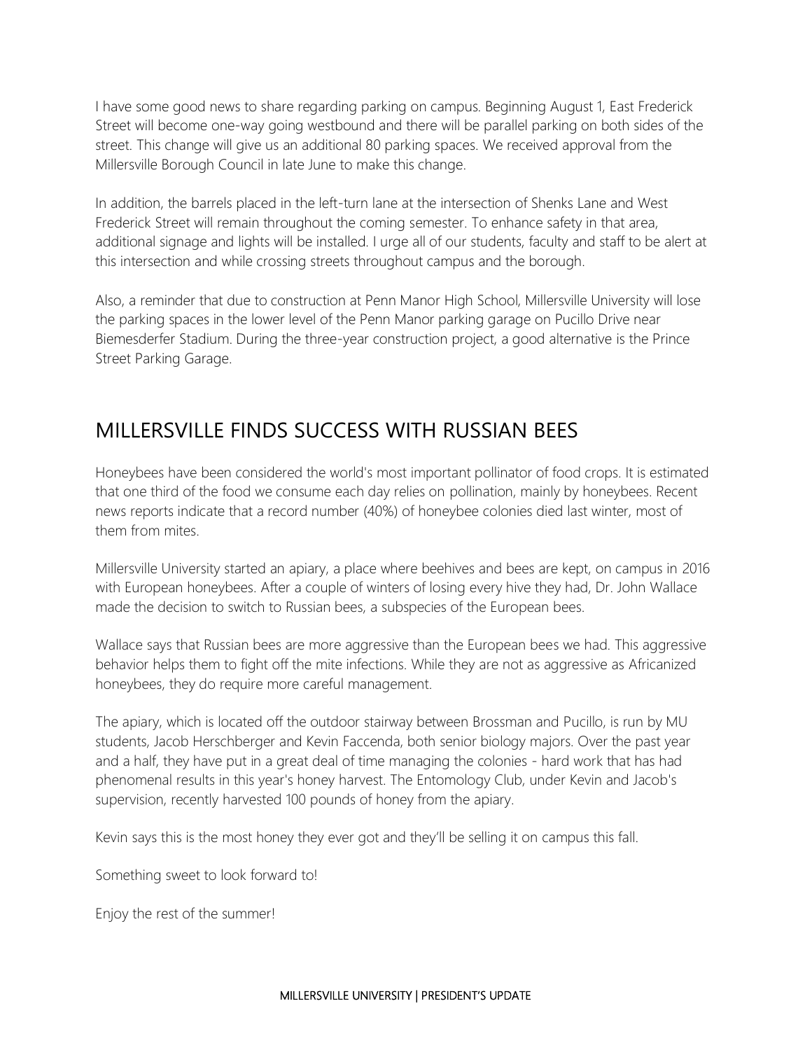I have some good news to share regarding parking on campus. Beginning August 1, East Frederick Street will become one-way going westbound and there will be parallel parking on both sides of the street. This change will give us an additional 80 parking spaces. We received approval from the Millersville Borough Council in late June to make this change.

In addition, the barrels placed in the left-turn lane at the intersection of Shenks Lane and West Frederick Street will remain throughout the coming semester. To enhance safety in that area, additional signage and lights will be installed. I urge all of our students, faculty and staff to be alert at this intersection and while crossing streets throughout campus and the borough.

Also, a reminder that due to construction at Penn Manor High School, Millersville University will lose the parking spaces in the lower level of the Penn Manor parking garage on Pucillo Drive near Biemesderfer Stadium. During the three-year construction project, a good alternative is the Prince Street Parking Garage.

## MILLERSVILLE FINDS SUCCESS WITH RUSSIAN BEES

Honeybees have been considered the world's most important pollinator of food crops. It is estimated that one third of the food we consume each day relies on pollination, mainly by honeybees. Recent news reports indicate that a record number (40%) of honeybee colonies died last winter, most of them from mites.

Millersville University started an apiary, a place where beehives and bees are kept, on campus in 2016 with European honeybees. After a couple of winters of losing every hive they had, Dr. John Wallace made the decision to switch to Russian bees, a subspecies of the European bees.

Wallace says that Russian bees are more aggressive than the European bees we had. This aggressive behavior helps them to fight off the mite infections. While they are not as aggressive as Africanized honeybees, they do require more careful management.

The apiary, which is located off the outdoor stairway between Brossman and Pucillo, is run by MU students, Jacob Herschberger and Kevin Faccenda, both senior biology majors. Over the past year and a half, they have put in a great deal of time managing the colonies - hard work that has had phenomenal results in this year's honey harvest. The Entomology Club, under Kevin and Jacob's supervision, recently harvested 100 pounds of honey from the apiary.

Kevin says this is the most honey they ever got and they'll be selling it on campus this fall.

Something sweet to look forward to!

Enjoy the rest of the summer!